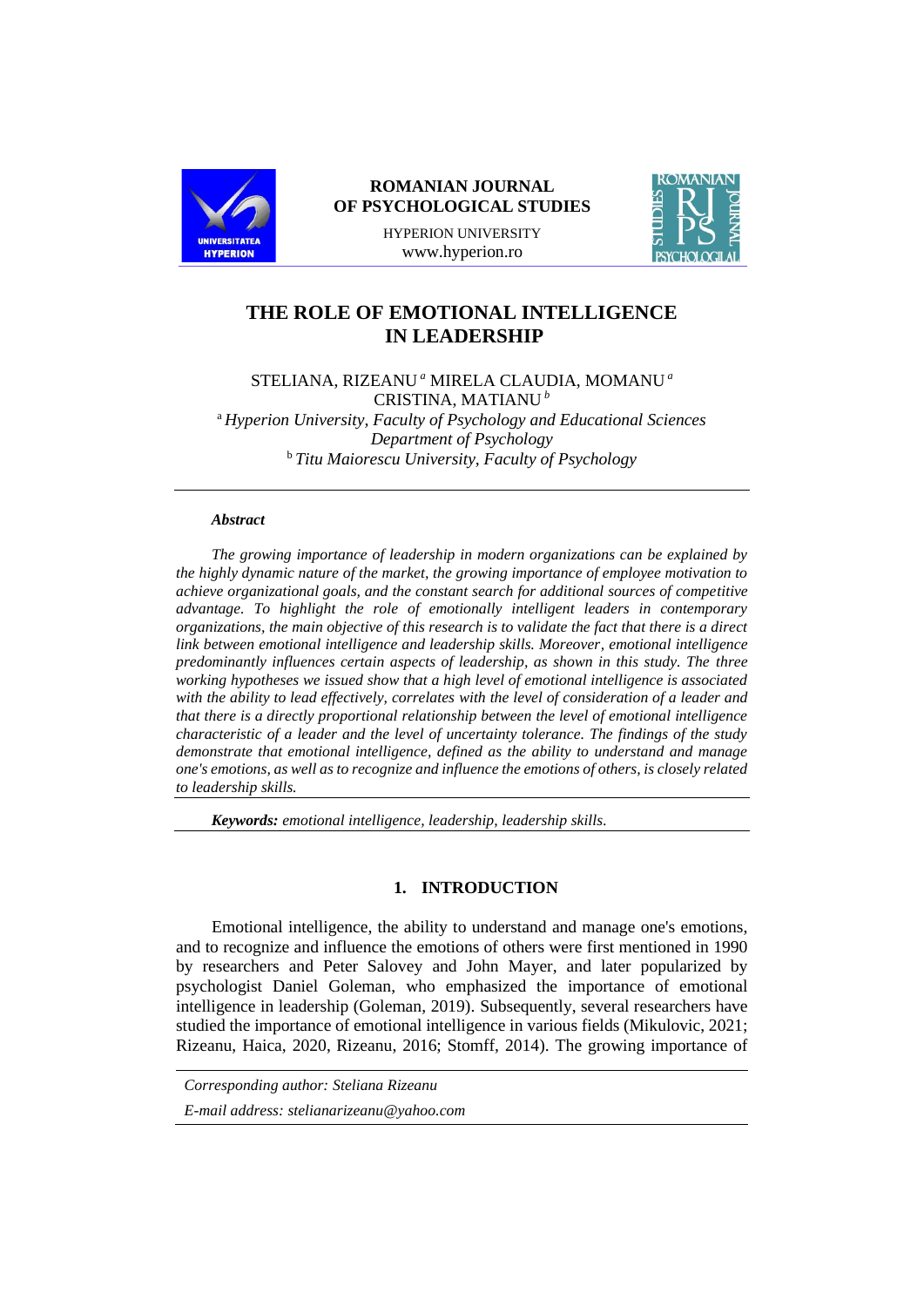# THE ROLE OF EMOTIONAL INTELLIGENCE IN LEADERSHIP

STELIANA, RIZEANU [a] MIRELA CLAUDIA, MOMANU [a]
CRISTINA, MATIANU [b]

[a] *Hyperion University, Faculty of Psychology and Educational Sciences Department of Psychology*
[b] *Titu Maiorescu University, Faculty of Psychology*

***Abstract***

*The growing importance of leadership in modern organizations can be explained by the highly dynamic nature of the market, the growing importance of employee motivation to achieve organizational goals, and the constant search for additional sources of competitive advantage. To highlight the role of emotionally intelligent leaders in contemporary organizations, the main objective of this research is to validate the fact that there is a direct link between emotional intelligence and leadership skills. Moreover, emotional intelligence predominantly influences certain aspects of leadership, as shown in this study. The three working hypotheses we issued show that a high level of emotional intelligence is associated with the ability to lead effectively, correlates with the level of consideration of a leader and that there is a directly proportional relationship between the level of emotional intelligence characteristic of a leader and the level of uncertainty tolerance. The findings of the study demonstrate that emotional intelligence, defined as the ability to understand and manage one's emotions, as well as to recognize and influence the emotions of others, is closely related to leadership skills.*

***Keywords:*** *emotional intelligence, leadership, leadership skills.*

## 1. INTRODUCTION

Emotional intelligence, the ability to understand and manage one's emotions, and to recognize and influence the emotions of others were first mentioned in 1990 by researchers and Peter Salovey and John Mayer, and later popularized by psychologist Daniel Goleman, who emphasized the importance of emotional intelligence in leadership (Goleman, 2019). Subsequently, several researchers have studied the importance of emotional intelligence in various fields (Mikulovic, 2021; Rizeanu, Haica, 2020, Rizeanu, 2016; Stomff, 2014). The growing importance of

*Corresponding author: Steliana Rizeanu*

*E-mail address: stelianarizeanu@yahoo.com*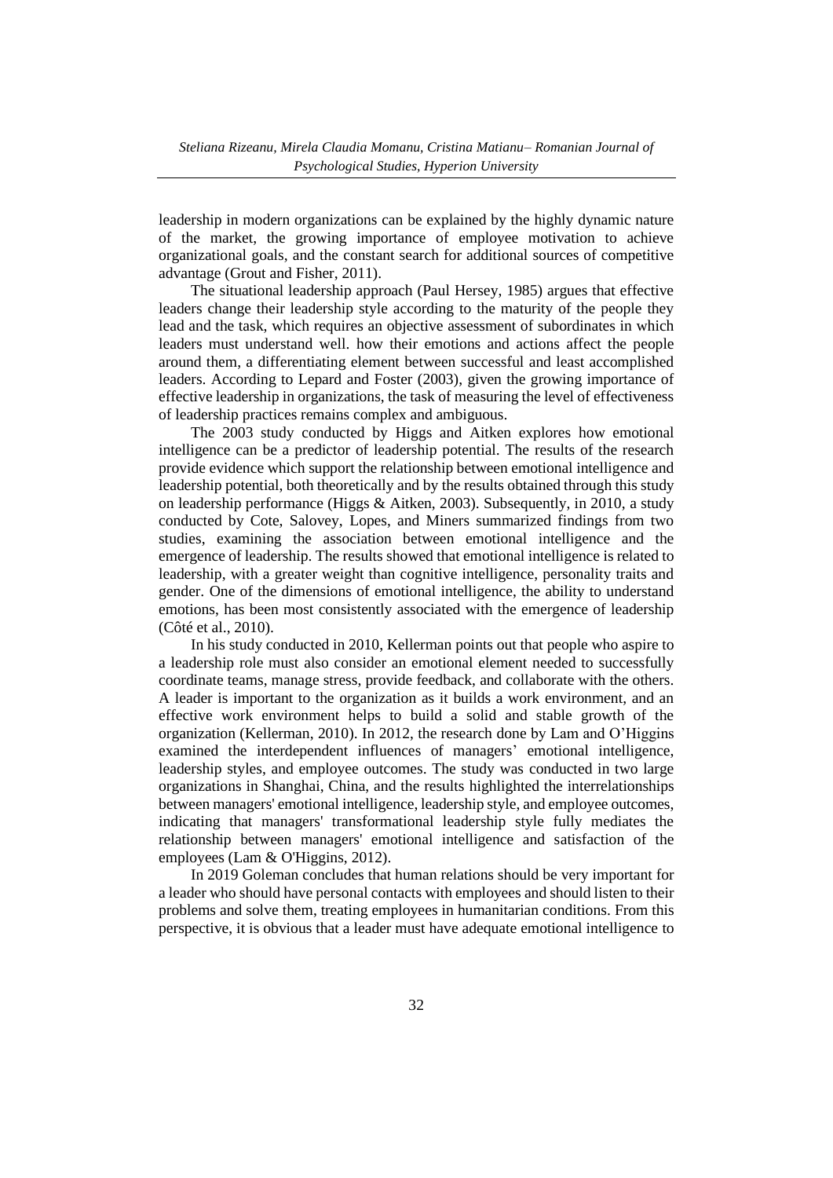leadership in modern organizations can be explained by the highly dynamic nature of the market, the growing importance of employee motivation to achieve organizational goals, and the constant search for additional sources of competitive advantage (Grout and Fisher, 2011).

The situational leadership approach (Paul Hersey, 1985) argues that effective leaders change their leadership style according to the maturity of the people they lead and the task, which requires an objective assessment of subordinates in which leaders must understand well. how their emotions and actions affect the people around them, a differentiating element between successful and least accomplished leaders. According to Lepard and Foster (2003), given the growing importance of effective leadership in organizations, the task of measuring the level of effectiveness of leadership practices remains complex and ambiguous.

The 2003 study conducted by Higgs and Aitken explores how emotional intelligence can be a predictor of leadership potential. The results of the research provide evidence which support the relationship between emotional intelligence and leadership potential, both theoretically and by the results obtained through this study on leadership performance (Higgs & Aitken, 2003). Subsequently, in 2010, a study conducted by Cote, Salovey, Lopes, and Miners summarized findings from two studies, examining the association between emotional intelligence and the emergence of leadership. The results showed that emotional intelligence is related to leadership, with a greater weight than cognitive intelligence, personality traits and gender. One of the dimensions of emotional intelligence, the ability to understand emotions, has been most consistently associated with the emergence of leadership (Côté et al., 2010).

In his study conducted in 2010, Kellerman points out that people who aspire to a leadership role must also consider an emotional element needed to successfully coordinate teams, manage stress, provide feedback, and collaborate with the others. A leader is important to the organization as it builds a work environment, and an effective work environment helps to build a solid and stable growth of the organization (Kellerman, 2010). In 2012, the research done by Lam and O'Higgins examined the interdependent influences of managers' emotional intelligence, leadership styles, and employee outcomes. The study was conducted in two large organizations in Shanghai, China, and the results highlighted the interrelationships between managers' emotional intelligence, leadership style, and employee outcomes, indicating that managers' transformational leadership style fully mediates the relationship between managers' emotional intelligence and satisfaction of the employees (Lam & O'Higgins, 2012).

In 2019 Goleman concludes that human relations should be very important for a leader who should have personal contacts with employees and should listen to their problems and solve them, treating employees in humanitarian conditions. From this perspective, it is obvious that a leader must have adequate emotional intelligence to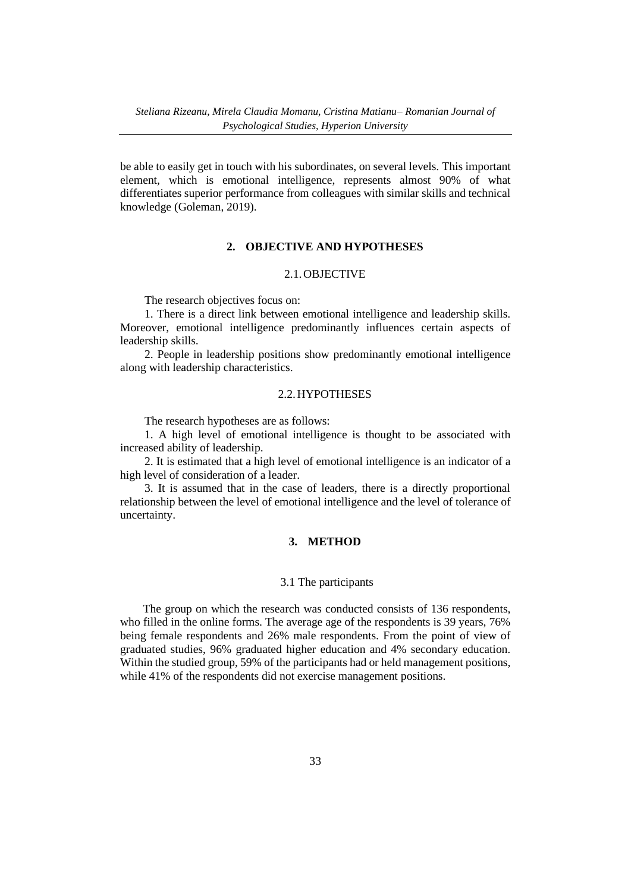be able to easily get in touch with his subordinates, on several levels. This important element, which is emotional intelligence, represents almost 90% of what differentiates superior performance from colleagues with similar skills and technical knowledge (Goleman, 2019).

## 2. OBJECTIVE AND HYPOTHESES

### 2.1. OBJECTIVE

The research objectives focus on:

1. There is a direct link between emotional intelligence and leadership skills. Moreover, emotional intelligence predominantly influences certain aspects of leadership skills.

2. People in leadership positions show predominantly emotional intelligence along with leadership characteristics.

### 2.2. HYPOTHESES

The research hypotheses are as follows:

1. A high level of emotional intelligence is thought to be associated with increased ability of leadership.

2. It is estimated that a high level of emotional intelligence is an indicator of a high level of consideration of a leader.

3. It is assumed that in the case of leaders, there is a directly proportional relationship between the level of emotional intelligence and the level of tolerance of uncertainty.

## 3. METHOD

### 3.1 The participants

The group on which the research was conducted consists of 136 respondents, who filled in the online forms. The average age of the respondents is 39 years, 76% being female respondents and 26% male respondents. From the point of view of graduated studies, 96% graduated higher education and 4% secondary education. Within the studied group, 59% of the participants had or held management positions, while 41% of the respondents did not exercise management positions.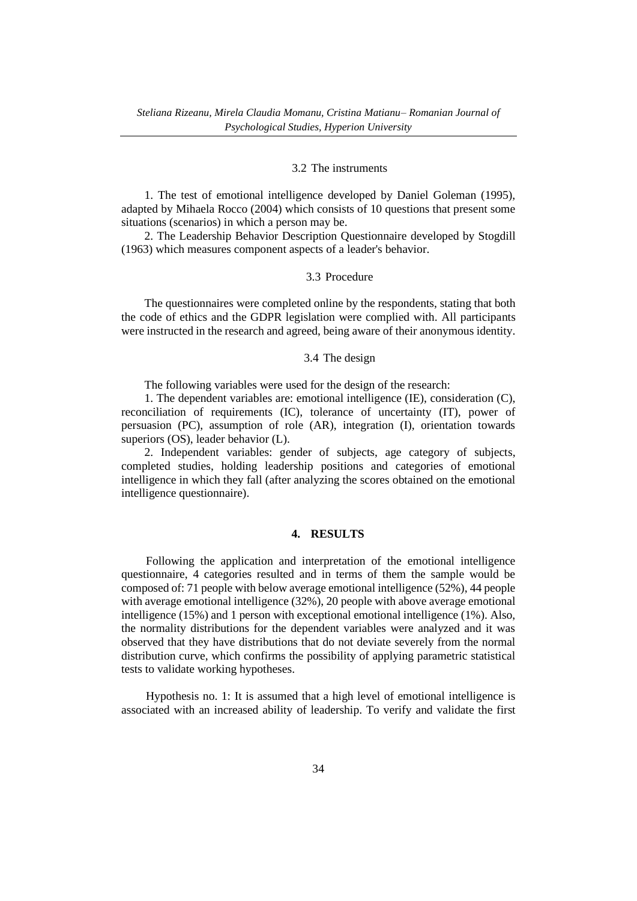### 3.2 The instruments

1. The test of emotional intelligence developed by Daniel Goleman (1995), adapted by Mihaela Rocco (2004) which consists of 10 questions that present some situations (scenarios) in which a person may be.
2. The Leadership Behavior Description Questionnaire developed by Stogdill (1963) which measures component aspects of a leader's behavior.

### 3.3 Procedure

The questionnaires were completed online by the respondents, stating that both the code of ethics and the GDPR legislation were complied with. All participants were instructed in the research and agreed, being aware of their anonymous identity.

### 3.4 The design

The following variables were used for the design of the research:

1. The dependent variables are: emotional intelligence (IE), consideration (C), reconciliation of requirements (IC), tolerance of uncertainty (IT), power of persuasion (PC), assumption of role (AR), integration (I), orientation towards superiors (OS), leader behavior (L).
2. Independent variables: gender of subjects, age category of subjects, completed studies, holding leadership positions and categories of emotional intelligence in which they fall (after analyzing the scores obtained on the emotional intelligence questionnaire).

## 4. RESULTS

Following the application and interpretation of the emotional intelligence questionnaire, 4 categories resulted and in terms of them the sample would be composed of: 71 people with below average emotional intelligence (52%), 44 people with average emotional intelligence (32%), 20 people with above average emotional intelligence (15%) and 1 person with exceptional emotional intelligence (1%). Also, the normality distributions for the dependent variables were analyzed and it was observed that they have distributions that do not deviate severely from the normal distribution curve, which confirms the possibility of applying parametric statistical tests to validate working hypotheses.

Hypothesis no. 1: It is assumed that a high level of emotional intelligence is associated with an increased ability of leadership. To verify and validate the first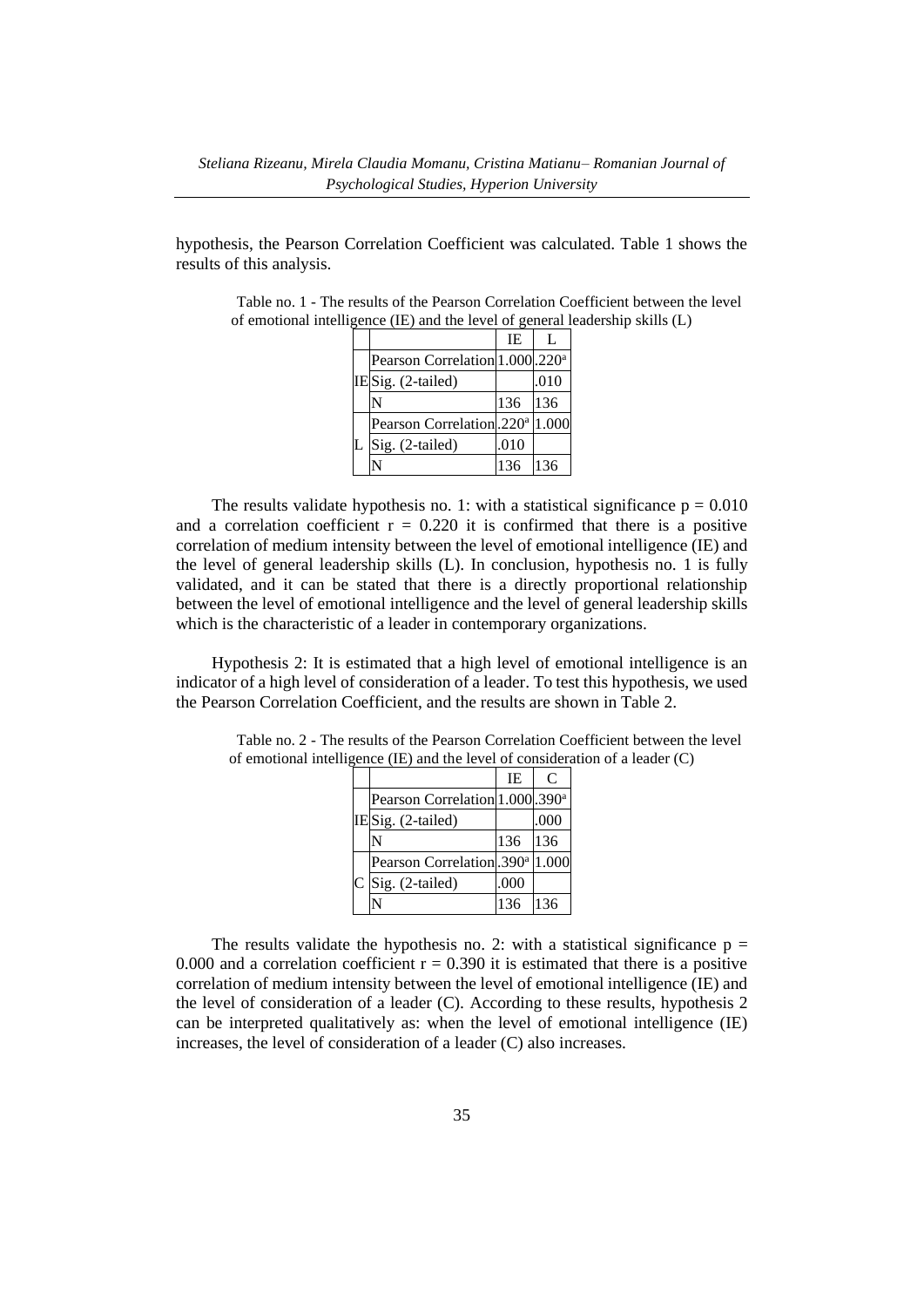hypothesis, the Pearson Correlation Coefficient was calculated. Table 1 shows the results of this analysis.

Table no. 1 - The results of the Pearson Correlation Coefficient between the level of emotional intelligence (IE) and the level of general leadership skills (L)

| | | IE | L |
|---|---|---|---|
| IE | Pearson Correlation | 1.000 | .220[a] |
| | Sig. (2-tailed) | | .010 |
| | N | 136 | 136 |
| L | Pearson Correlation | .220[a] | 1.000 |
| | Sig. (2-tailed) | .010 | |
| | N | 136 | 136 |

The results validate hypothesis no. 1: with a statistical significance $p = 0.010$ and a correlation coefficient $r = 0.220$ it is confirmed that there is a positive correlation of medium intensity between the level of emotional intelligence (IE) and the level of general leadership skills (L). In conclusion, hypothesis no. 1 is fully validated, and it can be stated that there is a directly proportional relationship between the level of emotional intelligence and the level of general leadership skills which is the characteristic of a leader in contemporary organizations.

Hypothesis 2: It is estimated that a high level of emotional intelligence is an indicator of a high level of consideration of a leader. To test this hypothesis, we used the Pearson Correlation Coefficient, and the results are shown in Table 2.

Table no. 2 - The results of the Pearson Correlation Coefficient between the level of emotional intelligence (IE) and the level of consideration of a leader (C)

| | | IE | C |
|---|---|---|---|
| IE | Pearson Correlation | 1.000 | .390[a] |
| | Sig. (2-tailed) | | .000 |
| | N | 136 | 136 |
| C | Pearson Correlation | .390[a] | 1.000 |
| | Sig. (2-tailed) | .000 | |
| | N | 136 | 136 |

The results validate the hypothesis no. 2: with a statistical significance $p = 0.000$ and a correlation coefficient $r = 0.390$ it is estimated that there is a positive correlation of medium intensity between the level of emotional intelligence (IE) and the level of consideration of a leader (C). According to these results, hypothesis 2 can be interpreted qualitatively as: when the level of emotional intelligence (IE) increases, the level of consideration of a leader (C) also increases.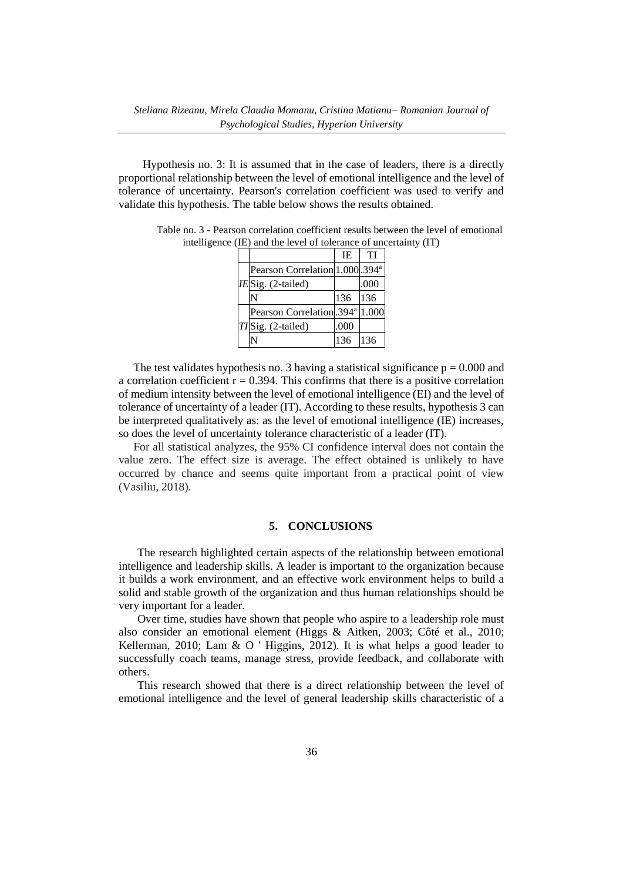Hypothesis no. 3: It is assumed that in the case of leaders, there is a directly proportional relationship between the level of emotional intelligence and the level of tolerance of uncertainty. Pearson's correlation coefficient was used to verify and validate this hypothesis. The table below shows the results obtained.

Table no. 3 - Pearson correlation coefficient results between the level of emotional intelligence (IE) and the level of tolerance of uncertainty (IT)

| | | IE | TI |
|---|---|---|---|
| *IE* | Pearson Correlation | 1.000 | .394[a] |
| | Sig. (2-tailed) | | .000 |
| | N | 136 | 136 |
| *TI* | Pearson Correlation | .394[a] | 1.000 |
| | Sig. (2-tailed) | .000 | |
| | N | 136 | 136 |

The test validates hypothesis no. 3 having a statistical significance $p = 0.000$ and a correlation coefficient $r = 0.394$. This confirms that there is a positive correlation of medium intensity between the level of emotional intelligence (EI) and the level of tolerance of uncertainty of a leader (IT). According to these results, hypothesis 3 can be interpreted qualitatively as: as the level of emotional intelligence (IE) increases, so does the level of uncertainty tolerance characteristic of a leader (IT).

For all statistical analyzes, the 95% CI confidence interval does not contain the value zero. The effect size is average. The effect obtained is unlikely to have occurred by chance and seems quite important from a practical point of view (Vasiliu, 2018).

## 5. CONCLUSIONS

The research highlighted certain aspects of the relationship between emotional intelligence and leadership skills. A leader is important to the organization because it builds a work environment, and an effective work environment helps to build a solid and stable growth of the organization and thus human relationships should be very important for a leader.

Over time, studies have shown that people who aspire to a leadership role must also consider an emotional element (Higgs & Aitken, 2003; Côté et al., 2010; Kellerman, 2010; Lam & O ' Higgins, 2012). It is what helps a good leader to successfully coach teams, manage stress, provide feedback, and collaborate with others.

This research showed that there is a direct relationship between the level of emotional intelligence and the level of general leadership skills characteristic of a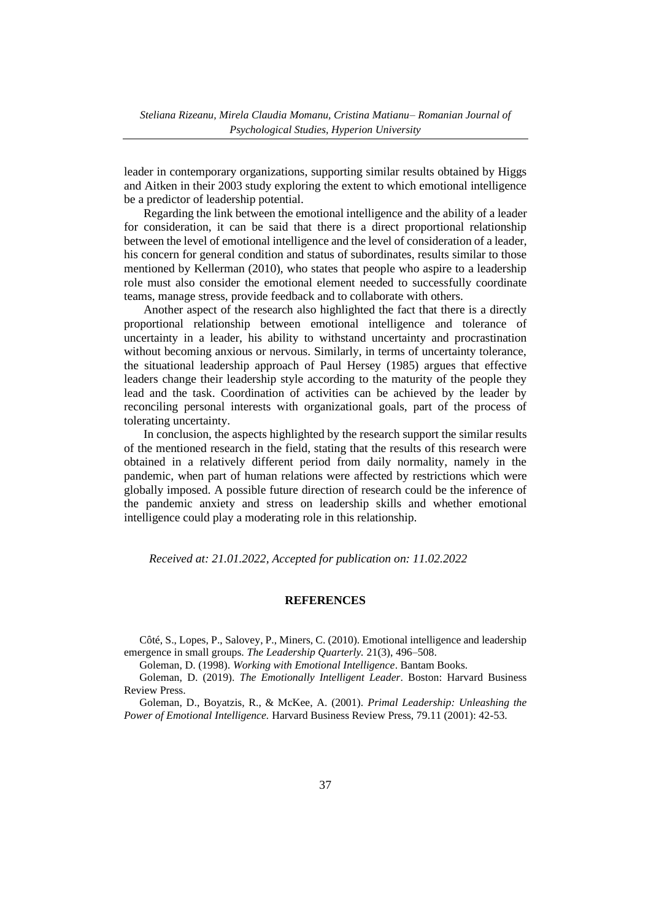leader in contemporary organizations, supporting similar results obtained by Higgs and Aitken in their 2003 study exploring the extent to which emotional intelligence be a predictor of leadership potential.

Regarding the link between the emotional intelligence and the ability of a leader for consideration, it can be said that there is a direct proportional relationship between the level of emotional intelligence and the level of consideration of a leader, his concern for general condition and status of subordinates, results similar to those mentioned by Kellerman (2010), who states that people who aspire to a leadership role must also consider the emotional element needed to successfully coordinate teams, manage stress, provide feedback and to collaborate with others.

Another aspect of the research also highlighted the fact that there is a directly proportional relationship between emotional intelligence and tolerance of uncertainty in a leader, his ability to withstand uncertainty and procrastination without becoming anxious or nervous. Similarly, in terms of uncertainty tolerance, the situational leadership approach of Paul Hersey (1985) argues that effective leaders change their leadership style according to the maturity of the people they lead and the task. Coordination of activities can be achieved by the leader by reconciling personal interests with organizational goals, part of the process of tolerating uncertainty.

In conclusion, the aspects highlighted by the research support the similar results of the mentioned research in the field, stating that the results of this research were obtained in a relatively different period from daily normality, namely in the pandemic, when part of human relations were affected by restrictions which were globally imposed. A possible future direction of research could be the inference of the pandemic anxiety and stress on leadership skills and whether emotional intelligence could play a moderating role in this relationship.

*Received at: 21.01.2022, Accepted for publication on: 11.02.2022*

## REFERENCES

Côté, S., Lopes, P., Salovey, P., Miners, C. (2010). Emotional intelligence and leadership emergence in small groups. *The Leadership Quarterly.* 21(3), 496–508.

Goleman, D. (1998). *Working with Emotional Intelligence*. Bantam Books.

Goleman, D. (2019). *The Emotionally Intelligent Leader*. Boston: Harvard Business Review Press.

Goleman, D., Boyatzis, R., & McKee, A. (2001). *Primal Leadership: Unleashing the Power of Emotional Intelligence.* Harvard Business Review Press, 79.11 (2001): 42-53.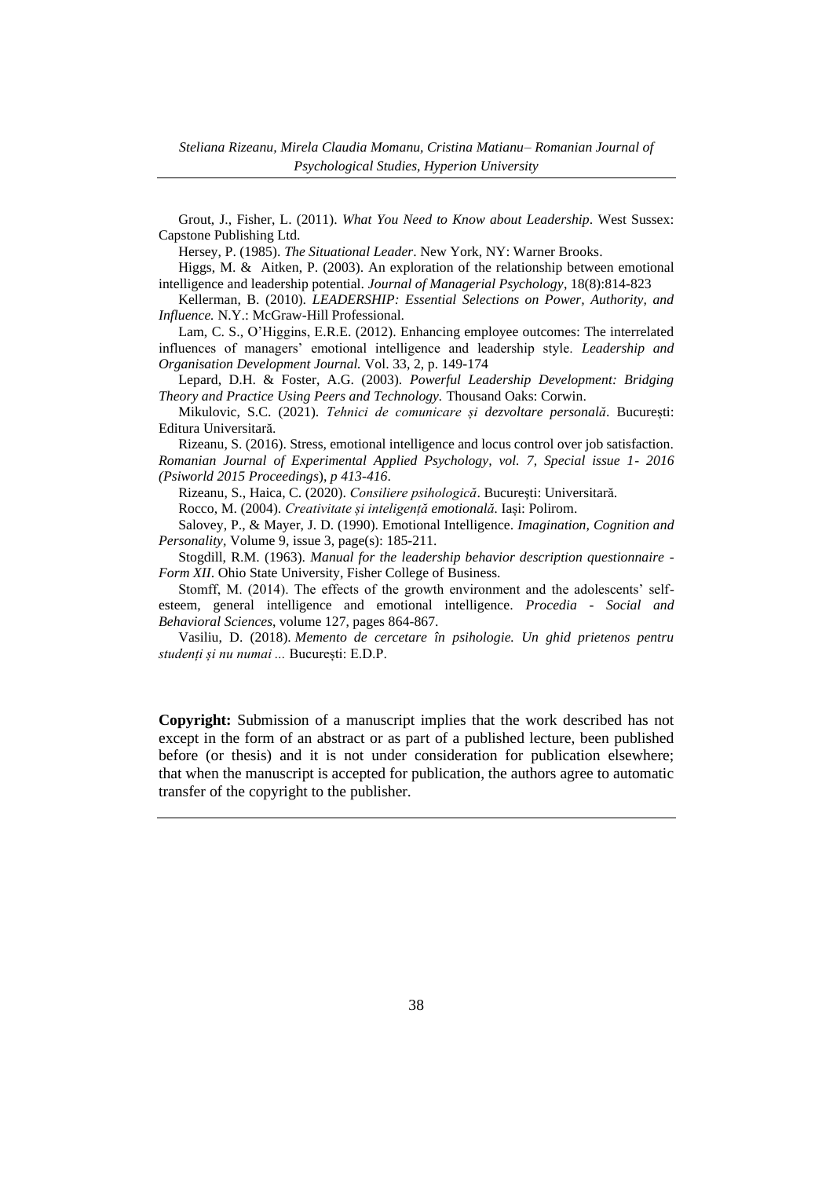Grout, J., Fisher, L. (2011). *What You Need to Know about Leadership*. West Sussex: Capstone Publishing Ltd.

Hersey, P. (1985). *The Situational Leader*. New York, NY: Warner Brooks.

Higgs, M. & Aitken, P. (2003). An exploration of the relationship between emotional intelligence and leadership potential. *Journal of Managerial Psychology*, 18(8):814-823

Kellerman, B. (2010). *LEADERSHIP: Essential Selections on Power, Authority, and Influence.* N.Y.: McGraw-Hill Professional.

Lam, C. S., O'Higgins, E.R.E. (2012). Enhancing employee outcomes: The interrelated influences of managers' emotional intelligence and leadership style. *Leadership and Organisation Development Journal.* Vol. 33, 2, p. 149-174

Lepard, D.H. & Foster, A.G. (2003). *Powerful Leadership Development: Bridging Theory and Practice Using Peers and Technology.* Thousand Oaks: Corwin.

Mikulovic, S.C. (2021). *Tehnici de comunicare și dezvoltare personală*. București: Editura Universitară.

Rizeanu, S. (2016). Stress, emotional intelligence and locus control over job satisfaction. *Romanian Journal of Experimental Applied Psychology, vol. 7, Special issue 1- 2016 (Psiworld 2015 Proceedings)*, *p 413-416*.

Rizeanu, S., Haica, C. (2020). *Consiliere psihologică*. București: Universitară.

Rocco, M. (2004). *Creativitate și inteligență emoțională.* Iași: Polirom.

Salovey, P., & Mayer, J. D. (1990). Emotional Intelligence. *Imagination, Cognition and Personality,* Volume 9, issue 3, page(s): 185-211.

Stogdill, R.M. (1963). *Manual for the leadership behavior description questionnaire - Form XII*. Ohio State University, Fisher College of Business.

Stomff, M. (2014). The effects of the growth environment and the adolescents' self-esteem, general intelligence and emotional intelligence. *Procedia - Social and Behavioral Sciences,* volume 127, pages 864-867.

Vasiliu, D. (2018). *Memento de cercetare în psihologie. Un ghid prietenos pentru studenți și nu numai ...* București: E.D.P.

**Copyright:** Submission of a manuscript implies that the work described has not except in the form of an abstract or as part of a published lecture, been published before (or thesis) and it is not under consideration for publication elsewhere; that when the manuscript is accepted for publication, the authors agree to automatic transfer of the copyright to the publisher.